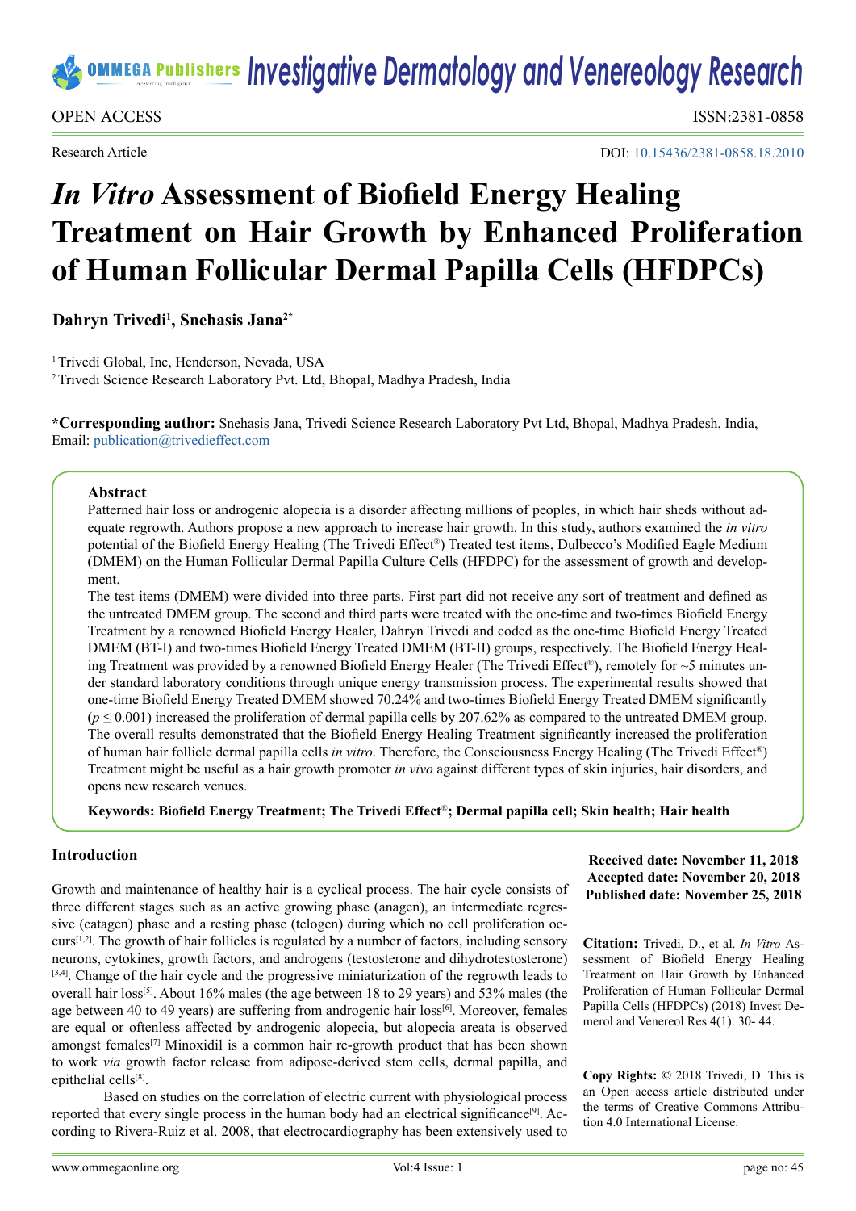OPEN ACCESS

ISSN:2381-0858

Research Article

DOI: 10.15436/2381-0858.18.2010

# *In Vitro* Assessment of Biofield Energy Healing Treatment on Hair Growth by Enhanced Proliferation of Human Follicular Dermal Papilla Cells (HFDPCs)

**Dahryn Trivedi[1], Snehasis Jana[2*]**

[1] Trivedi Global, Inc, Henderson, Nevada, USA
[2] Trivedi Science Research Laboratory Pvt. Ltd, Bhopal, Madhya Pradesh, India

**\*Corresponding author:** Snehasis Jana, Trivedi Science Research Laboratory Pvt Ltd, Bhopal, Madhya Pradesh, India, Email: publication@trivedieffect.com

### Abstract

Patterned hair loss or androgenic alopecia is a disorder affecting millions of peoples, in which hair sheds without adequate regrowth. Authors propose a new approach to increase hair growth. In this study, authors examined the *in vitro* potential of the Biofield Energy Healing (The Trivedi Effect®) Treated test items, Dulbecco's Modified Eagle Medium (DMEM) on the Human Follicular Dermal Papilla Culture Cells (HFDPC) for the assessment of growth and development.

The test items (DMEM) were divided into three parts. First part did not receive any sort of treatment and defined as the untreated DMEM group. The second and third parts were treated with the one-time and two-times Biofield Energy Treatment by a renowned Biofield Energy Healer, Dahryn Trivedi and coded as the one-time Biofield Energy Treated DMEM (BT-I) and two-times Biofield Energy Treated DMEM (BT-II) groups, respectively. The Biofield Energy Healing Treatment was provided by a renowned Biofield Energy Healer (The Trivedi Effect®), remotely for ~5 minutes under standard laboratory conditions through unique energy transmission process. The experimental results showed that one-time Biofield Energy Treated DMEM showed 70.24% and two-times Biofield Energy Treated DMEM significantly ($p \leq 0.001$) increased the proliferation of dermal papilla cells by 207.62% as compared to the untreated DMEM group. The overall results demonstrated that the Biofield Energy Healing Treatment significantly increased the proliferation of human hair follicle dermal papilla cells *in vitro*. Therefore, the Consciousness Energy Healing (The Trivedi Effect®) Treatment might be useful as a hair growth promoter *in vivo* against different types of skin injuries, hair disorders, and opens new research venues.

**Keywords: Biofield Energy Treatment; The Trivedi Effect®; Dermal papilla cell; Skin health; Hair health**

**Received date: November 11, 2018**
**Accepted date: November 20, 2018**
**Published date: November 25, 2018**

**Citation:** Trivedi, D., et al. *In Vitro* Assessment of Biofield Energy Healing Treatment on Hair Growth by Enhanced Proliferation of Human Follicular Dermal Papilla Cells (HFDPCs) (2018) Invest Demerol and Venereol Res 4(1): 30- 44.

**Copy Rights:** © 2018 Trivedi, D. This is an Open access article distributed under the terms of Creative Commons Attribution 4.0 International License.

## Introduction

Growth and maintenance of healthy hair is a cyclical process. The hair cycle consists of three different stages such as an active growing phase (anagen), an intermediate regressive (catagen) phase and a resting phase (telogen) during which no cell proliferation occurs[1,2]. The growth of hair follicles is regulated by a number of factors, including sensory neurons, cytokines, growth factors, and androgens (testosterone and dihydrotestosterone) [3,4]. Change of the hair cycle and the progressive miniaturization of the regrowth leads to overall hair loss[5]. About 16% males (the age between 18 to 29 years) and 53% males (the age between 40 to 49 years) are suffering from androgenic hair loss[6]. Moreover, females are equal or oftenless affected by androgenic alopecia, but alopecia areata is observed amongst females[7] Minoxidil is a common hair re-growth product that has been shown to work *via* growth factor release from adipose-derived stem cells, dermal papilla, and epithelial cells[8].

Based on studies on the correlation of electric current with physiological process reported that every single process in the human body had an electrical significance[9]. According to Rivera-Ruiz et al. 2008, that electrocardiography has been extensively used to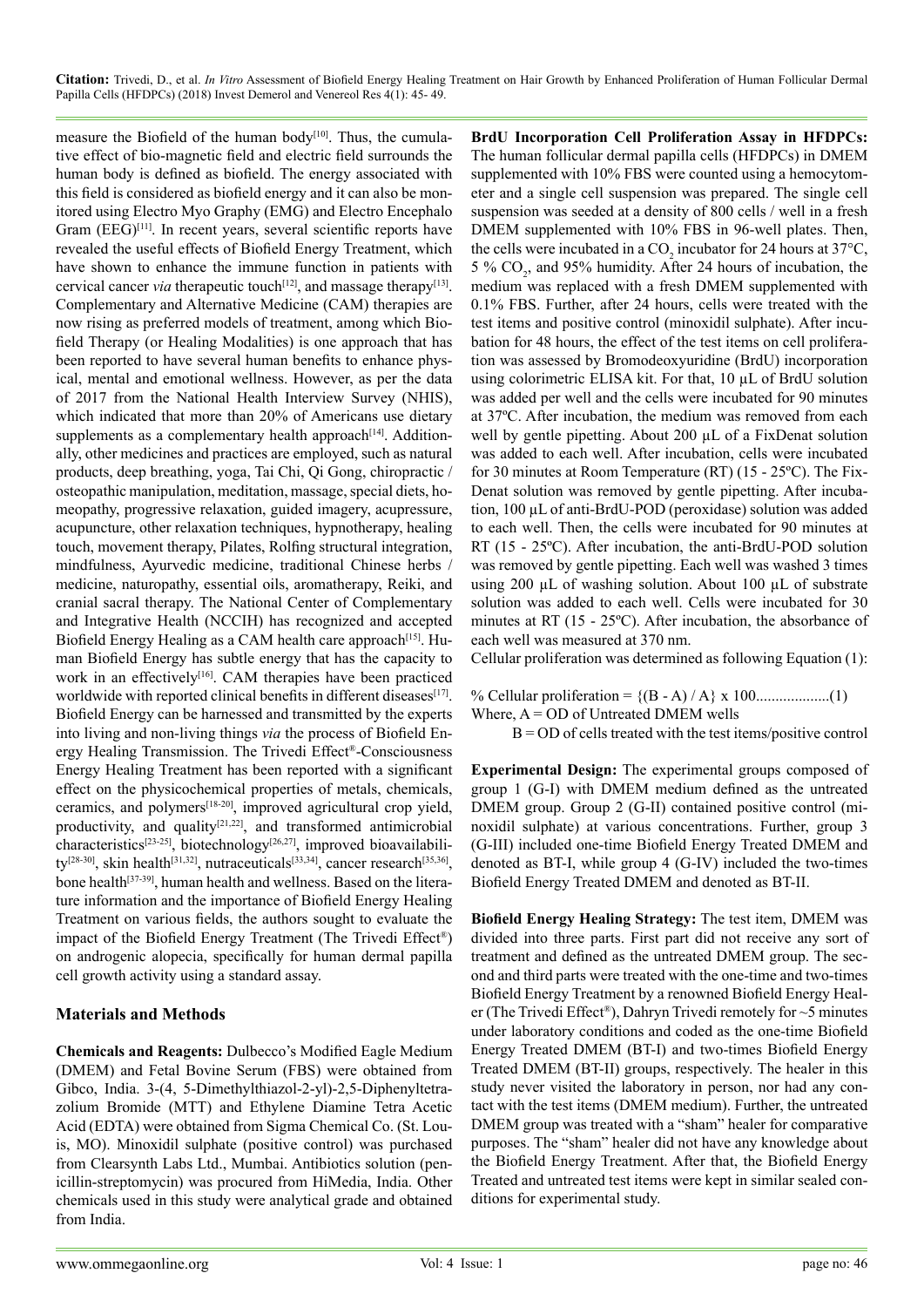measure the Biofield of the human body[10]. Thus, the cumulative effect of bio-magnetic field and electric field surrounds the human body is defined as biofield. The energy associated with this field is considered as biofield energy and it can also be monitored using Electro Myo Graphy (EMG) and Electro Encephalo Gram (EEG)[11]. In recent years, several scientific reports have revealed the useful effects of Biofield Energy Treatment, which have shown to enhance the immune function in patients with cervical cancer *via* therapeutic touch[12], and massage therapy[13]. Complementary and Alternative Medicine (CAM) therapies are now rising as preferred models of treatment, among which Biofield Therapy (or Healing Modalities) is one approach that has been reported to have several human benefits to enhance physical, mental and emotional wellness. However, as per the data of 2017 from the National Health Interview Survey (NHIS), which indicated that more than 20% of Americans use dietary supplements as a complementary health approach[14]. Additionally, other medicines and practices are employed, such as natural products, deep breathing, yoga, Tai Chi, Qi Gong, chiropractic / osteopathic manipulation, meditation, massage, special diets, homeopathy, progressive relaxation, guided imagery, acupressure, acupuncture, other relaxation techniques, hypnotherapy, healing touch, movement therapy, Pilates, Rolfing structural integration, mindfulness, Ayurvedic medicine, traditional Chinese herbs / medicine, naturopathy, essential oils, aromatherapy, Reiki, and cranial sacral therapy. The National Center of Complementary and Integrative Health (NCCIH) has recognized and accepted Biofield Energy Healing as a CAM health care approach[15]. Human Biofield Energy has subtle energy that has the capacity to work in an effectively[16]. CAM therapies have been practiced worldwide with reported clinical benefits in different diseases[17]. Biofield Energy can be harnessed and transmitted by the experts into living and non-living things *via* the process of Biofield Energy Healing Transmission. The Trivedi Effect®-Consciousness Energy Healing Treatment has been reported with a significant effect on the physicochemical properties of metals, chemicals, ceramics, and polymers[18-20], improved agricultural crop yield, productivity, and quality[21,22], and transformed antimicrobial characteristics[23-25], biotechnology[26,27], improved bioavailability[28-30], skin health[31,32], nutraceuticals[33,34], cancer research[35,36], bone health[37-39], human health and wellness. Based on the literature information and the importance of Biofield Energy Healing Treatment on various fields, the authors sought to evaluate the impact of the Biofield Energy Treatment (The Trivedi Effect®) on androgenic alopecia, specifically for human dermal papilla cell growth activity using a standard assay.

## Materials and Methods

**Chemicals and Reagents:** Dulbecco's Modified Eagle Medium (DMEM) and Fetal Bovine Serum (FBS) were obtained from Gibco, India. 3-(4, 5-Dimethylthiazol-2-yl)-2,5-Diphenyltetrazolium Bromide (MTT) and Ethylene Diamine Tetra Acetic Acid (EDTA) were obtained from Sigma Chemical Co. (St. Louis, MO). Minoxidil sulphate (positive control) was purchased from Clearsynth Labs Ltd., Mumbai. Antibiotics solution (penicillin-streptomycin) was procured from HiMedia, India. Other chemicals used in this study were analytical grade and obtained from India.

**BrdU Incorporation Cell Proliferation Assay in HFDPCs:** The human follicular dermal papilla cells (HFDPCs) in DMEM supplemented with 10% FBS were counted using a hemocytometer and a single cell suspension was prepared. The single cell suspension was seeded at a density of 800 cells / well in a fresh DMEM supplemented with 10% FBS in 96-well plates. Then, the cells were incubated in a $CO_2$ incubator for 24 hours at 37°C, 5 % $CO_2$, and 95% humidity. After 24 hours of incubation, the medium was replaced with a fresh DMEM supplemented with 0.1% FBS. Further, after 24 hours, cells were treated with the test items and positive control (minoxidil sulphate). After incubation for 48 hours, the effect of the test items on cell proliferation was assessed by Bromodeoxyuridine (BrdU) incorporation using colorimetric ELISA kit. For that, 10 µL of BrdU solution was added per well and the cells were incubated for 90 minutes at 37ºC. After incubation, the medium was removed from each well by gentle pipetting. About 200 µL of a FixDenat solution was added to each well. After incubation, cells were incubated for 30 minutes at Room Temperature (RT) (15 - 25ºC). The FixDenat solution was removed by gentle pipetting. After incubation, 100 µL of anti-BrdU-POD (peroxidase) solution was added to each well. Then, the cells were incubated for 90 minutes at RT (15 - 25ºC). After incubation, the anti-BrdU-POD solution was removed by gentle pipetting. Each well was washed 3 times using 200 µL of washing solution. About 100 µL of substrate solution was added to each well. Cells were incubated for 30 minutes at RT (15 - 25ºC). After incubation, the absorbance of each well was measured at 370 nm.

Cellular proliferation was determined as following Equation (1):

$$\% \text{ Cellular proliferation} = \{(B - A) / A\} \times 100 \quad (1)$$

Where, A = OD of Untreated DMEM wells

B = OD of cells treated with the test items/positive control

**Experimental Design:** The experimental groups composed of group 1 (G-I) with DMEM medium defined as the untreated DMEM group. Group 2 (G-II) contained positive control (minoxidil sulphate) at various concentrations. Further, group 3 (G-III) included one-time Biofield Energy Treated DMEM and denoted as BT-I, while group 4 (G-IV) included the two-times Biofield Energy Treated DMEM and denoted as BT-II.

**Biofield Energy Healing Strategy:** The test item, DMEM was divided into three parts. First part did not receive any sort of treatment and defined as the untreated DMEM group. The second and third parts were treated with the one-time and two-times Biofield Energy Treatment by a renowned Biofield Energy Healer (The Trivedi Effect®), Dahryn Trivedi remotely for ~5 minutes under laboratory conditions and coded as the one-time Biofield Energy Treated DMEM (BT-I) and two-times Biofield Energy Treated DMEM (BT-II) groups, respectively. The healer in this study never visited the laboratory in person, nor had any contact with the test items (DMEM medium). Further, the untreated DMEM group was treated with a "sham" healer for comparative purposes. The "sham" healer did not have any knowledge about the Biofield Energy Treatment. After that, the Biofield Energy Treated and untreated test items were kept in similar sealed conditions for experimental study.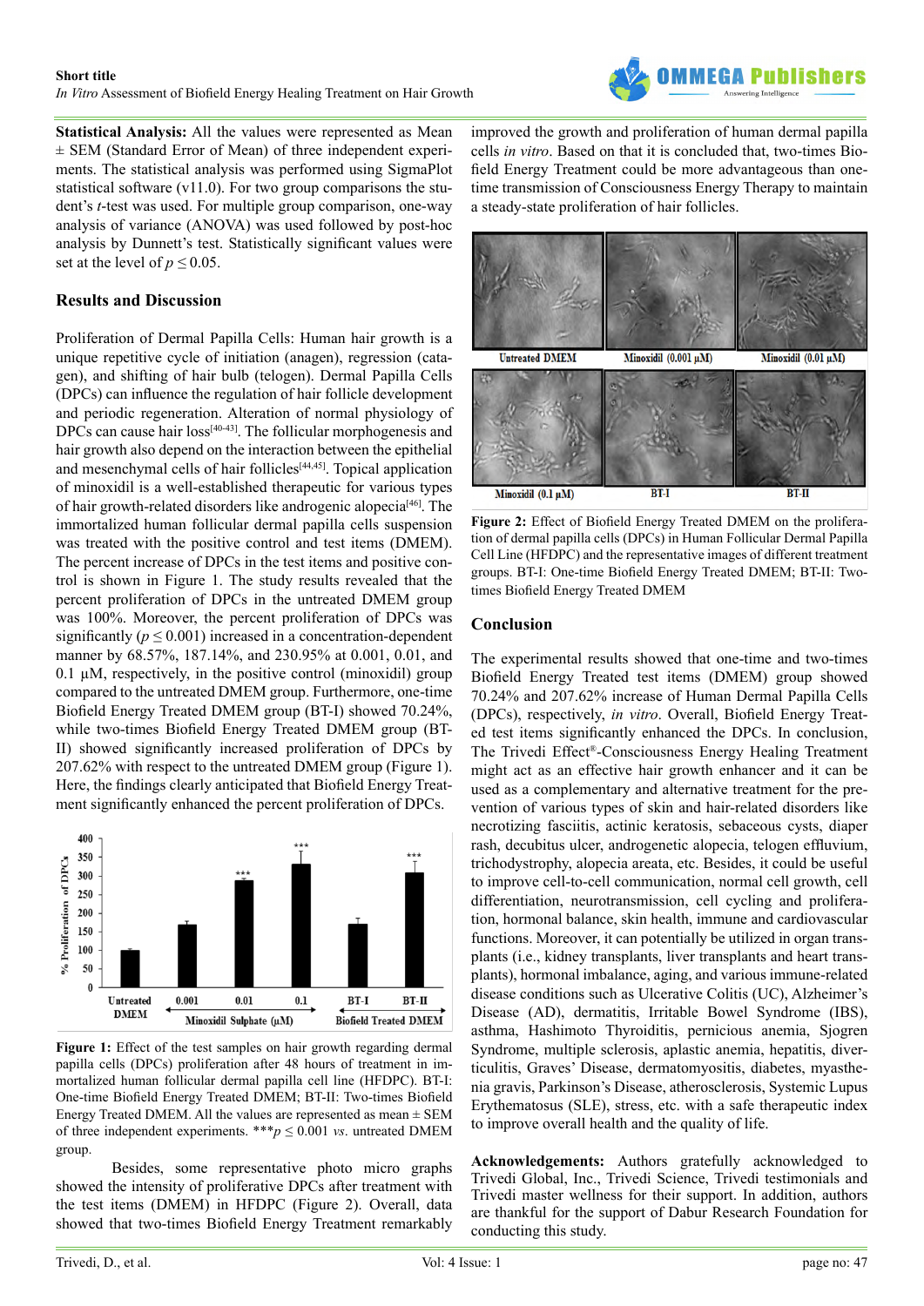**Statistical Analysis:** All the values were represented as Mean ± SEM (Standard Error of Mean) of three independent experiments. The statistical analysis was performed using SigmaPlot statistical software (v11.0). For two group comparisons the student's *t*-test was used. For multiple group comparison, one-way analysis of variance (ANOVA) was used followed by post-hoc analysis by Dunnett's test. Statistically significant values were set at the level of $p \leq 0.05$.

## Results and Discussion

Proliferation of Dermal Papilla Cells: Human hair growth is a unique repetitive cycle of initiation (anagen), regression (catagen), and shifting of hair bulb (telogen). Dermal Papilla Cells (DPCs) can influence the regulation of hair follicle development and periodic regeneration. Alteration of normal physiology of DPCs can cause hair loss[40-43]. The follicular morphogenesis and hair growth also depend on the interaction between the epithelial and mesenchymal cells of hair follicles[44,45]. Topical application of minoxidil is a well-established therapeutic for various types of hair growth-related disorders like androgenic alopecia[46]. The immortalized human follicular dermal papilla cells suspension was treated with the positive control and test items (DMEM). The percent increase of DPCs in the test items and positive control is shown in Figure 1. The study results revealed that the percent proliferation of DPCs in the untreated DMEM group was 100%. Moreover, the percent proliferation of DPCs was significantly ($p \leq 0.001$) increased in a concentration-dependent manner by 68.57%, 187.14%, and 230.95% at 0.001, 0.01, and 0.1 µM, respectively, in the positive control (minoxidil) group compared to the untreated DMEM group. Furthermore, one-time Biofield Energy Treated DMEM group (BT-I) showed 70.24%, while two-times Biofield Energy Treated DMEM group (BT-II) showed significantly increased proliferation of DPCs by 207.62% with respect to the untreated DMEM group (Figure 1). Here, the findings clearly anticipated that Biofield Energy Treatment significantly enhanced the percent proliferation of DPCs.

**Figure 1:** Effect of the test samples on hair growth regarding dermal papilla cells (DPCs) proliferation after 48 hours of treatment in immortalized human follicular dermal papilla cell line (HFDPC). BT-I: One-time Biofield Energy Treated DMEM; BT-II: Two-times Biofield Energy Treated DMEM. All the values are represented as mean ± SEM of three independent experiments. ***$p \leq 0.001$ *vs*. untreated DMEM group.

Besides, some representative photo micro graphs showed the intensity of proliferative DPCs after treatment with the test items (DMEM) in HFDPC (Figure 2). Overall, data showed that two-times Biofield Energy Treatment remarkably improved the growth and proliferation of human dermal papilla cells *in vitro*. Based on that it is concluded that, two-times Biofield Energy Treatment could be more advantageous than one-time transmission of Consciousness Energy Therapy to maintain a steady-state proliferation of hair follicles.

**Figure 2:** Effect of Biofield Energy Treated DMEM on the proliferation of dermal papilla cells (DPCs) in Human Follicular Dermal Papilla Cell Line (HFDPC) and the representative images of different treatment groups. BT-I: One-time Biofield Energy Treated DMEM; BT-II: Two-times Biofield Energy Treated DMEM

## Conclusion

The experimental results showed that one-time and two-times Biofield Energy Treated test items (DMEM) group showed 70.24% and 207.62% increase of Human Dermal Papilla Cells (DPCs), respectively, *in vitro*. Overall, Biofield Energy Treated test items significantly enhanced the DPCs. In conclusion, The Trivedi Effect®-Consciousness Energy Healing Treatment might act as an effective hair growth enhancer and it can be used as a complementary and alternative treatment for the prevention of various types of skin and hair-related disorders like necrotizing fasciitis, actinic keratosis, sebaceous cysts, diaper rash, decubitus ulcer, androgenetic alopecia, telogen effluvium, trichodystrophy, alopecia areata, etc. Besides, it could be useful to improve cell-to-cell communication, normal cell growth, cell differentiation, neurotransmission, cell cycling and proliferation, hormonal balance, skin health, immune and cardiovascular functions. Moreover, it can potentially be utilized in organ transplants (i.e., kidney transplants, liver transplants and heart transplants), hormonal imbalance, aging, and various immune-related disease conditions such as Ulcerative Colitis (UC), Alzheimer's Disease (AD), dermatitis, Irritable Bowel Syndrome (IBS), asthma, Hashimoto Thyroiditis, pernicious anemia, Sjogren Syndrome, multiple sclerosis, aplastic anemia, hepatitis, diverticulitis, Graves' Disease, dermatomyositis, diabetes, myasthenia gravis, Parkinson's Disease, atherosclerosis, Systemic Lupus Erythematosus (SLE), stress, etc. with a safe therapeutic index to improve overall health and the quality of life.

**Acknowledgements:** Authors gratefully acknowledged to Trivedi Global, Inc., Trivedi Science, Trivedi testimonials and Trivedi master wellness for their support. In addition, authors are thankful for the support of Dabur Research Foundation for conducting this study.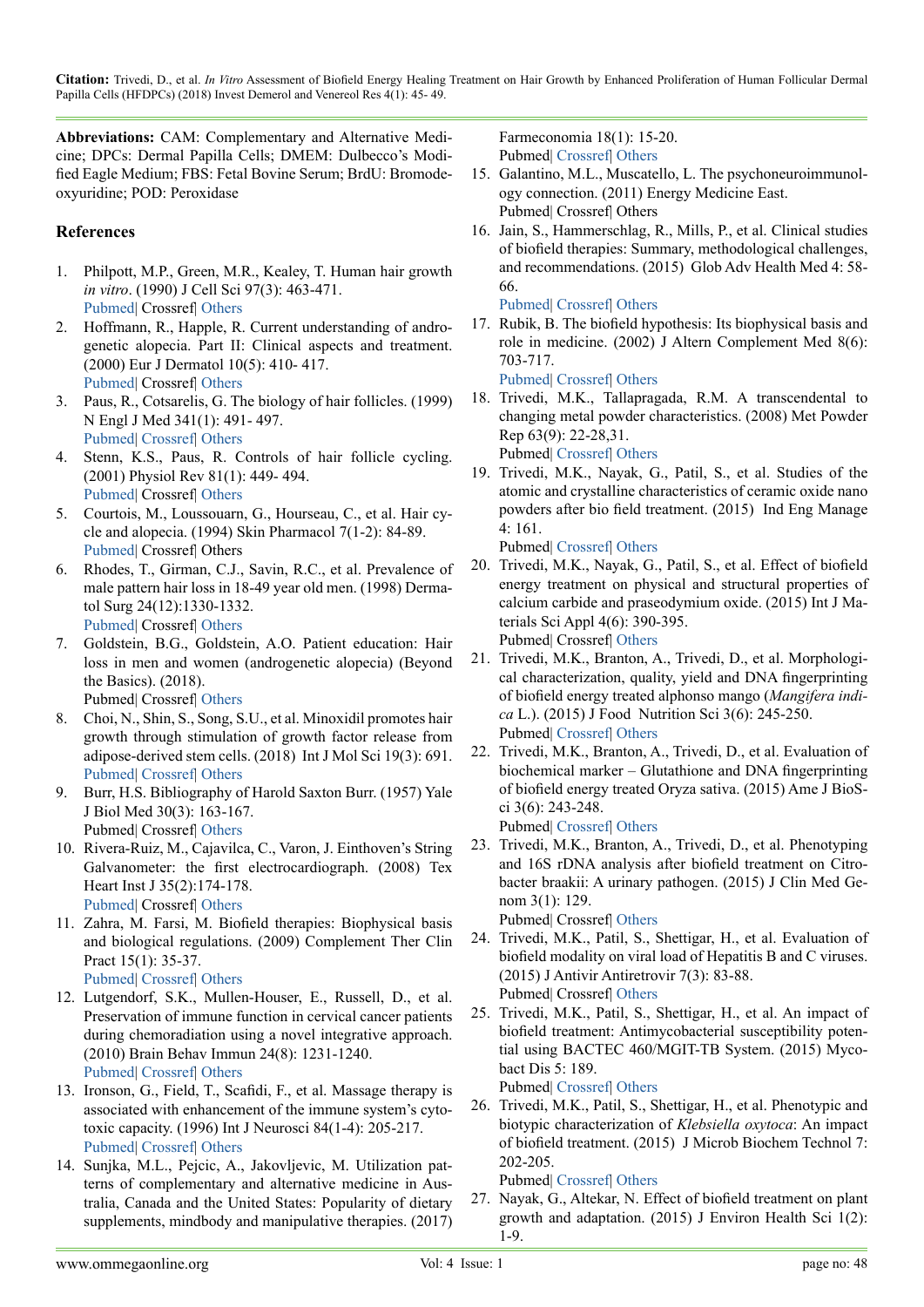**Abbreviations:** CAM: Complementary and Alternative Medicine; DPCs: Dermal Papilla Cells; DMEM: Dulbecco's Modified Eagle Medium; FBS: Fetal Bovine Serum; BrdU: Bromodeoxyuridine; POD: Peroxidase

## References

1. Philpott, M.P., Green, M.R., Kealey, T. Human hair growth *in vitro*. (1990) J Cell Sci 97(3): 463-471.
   Pubmed| Crossref| Others
2. Hoffmann, R., Happle, R. Current understanding of androgenetic alopecia. Part II: Clinical aspects and treatment. (2000) Eur J Dermatol 10(5): 410- 417.
   Pubmed| Crossref| Others
3. Paus, R., Cotsarelis, G. The biology of hair follicles. (1999) N Engl J Med 341(1): 491- 497.
   Pubmed| Crossref| Others
4. Stenn, K.S., Paus, R. Controls of hair follicle cycling. (2001) Physiol Rev 81(1): 449- 494.
   Pubmed| Crossref| Others
5. Courtois, M., Loussouarn, G., Hourseau, C., et al. Hair cycle and alopecia. (1994) Skin Pharmacol 7(1-2): 84-89.
   Pubmed| Crossref| Others
6. Rhodes, T., Girman, C.J., Savin, R.C., et al. Prevalence of male pattern hair loss in 18-49 year old men. (1998) Dermatol Surg 24(12):1330-1332.
   Pubmed| Crossref| Others
7. Goldstein, B.G., Goldstein, A.O. Patient education: Hair loss in men and women (androgenetic alopecia) (Beyond the Basics). (2018).
   Pubmed| Crossref| Others
8. Choi, N., Shin, S., Song, S.U., et al. Minoxidil promotes hair growth through stimulation of growth factor release from adipose-derived stem cells. (2018) Int J Mol Sci 19(3): 691.
   Pubmed| Crossref| Others
9. Burr, H.S. Bibliography of Harold Saxton Burr. (1957) Yale J Biol Med 30(3): 163-167.
   Pubmed| Crossref| Others
10. Rivera-Ruiz, M., Cajavilca, C., Varon, J. Einthoven's String Galvanometer: the first electrocardiograph. (2008) Tex Heart Inst J 35(2):174-178.
    Pubmed| Crossref| Others
11. Zahra, M. Farsi, M. Biofield therapies: Biophysical basis and biological regulations. (2009) Complement Ther Clin Pract 15(1): 35-37.
    Pubmed| Crossref| Others
12. Lutgendorf, S.K., Mullen-Houser, E., Russell, D., et al. Preservation of immune function in cervical cancer patients during chemoradiation using a novel integrative approach. (2010) Brain Behav Immun 24(8): 1231-1240.
    Pubmed| Crossref| Others
13. Ironson, G., Field, T., Scafidi, F., et al. Massage therapy is associated with enhancement of the immune system's cytotoxic capacity. (1996) Int J Neurosci 84(1-4): 205-217.
    Pubmed| Crossref| Others
14. Sunjka, M.L., Pejcic, A., Jakovljevic, M. Utilization patterns of complementary and alternative medicine in Australia, Canada and the United States: Popularity of dietary supplements, mindbody and manipulative therapies. (2017) Farmeconomia 18(1): 15-20.
    Pubmed| Crossref| Others
15. Galantino, M.L., Muscatello, L. The psychoneuroimmunology connection. (2011) Energy Medicine East.
    Pubmed| Crossref| Others
16. Jain, S., Hammerschlag, R., Mills, P., et al. Clinical studies of biofield therapies: Summary, methodological challenges, and recommendations. (2015) Glob Adv Health Med 4: 58-66.
    Pubmed| Crossref| Others
17. Rubik, B. The biofield hypothesis: Its biophysical basis and role in medicine. (2002) J Altern Complement Med 8(6): 703-717.
    Pubmed| Crossref| Others
18. Trivedi, M.K., Tallapragada, R.M. A transcendental to changing metal powder characteristics. (2008) Met Powder Rep 63(9): 22-28,31.
    Pubmed| Crossref| Others
19. Trivedi, M.K., Nayak, G., Patil, S., et al. Studies of the atomic and crystalline characteristics of ceramic oxide nano powders after bio field treatment. (2015) Ind Eng Manage 4: 161.
    Pubmed| Crossref| Others
20. Trivedi, M.K., Nayak, G., Patil, S., et al. Effect of biofield energy treatment on physical and structural properties of calcium carbide and praseodymium oxide. (2015) Int J Materials Sci Appl 4(6): 390-395.
    Pubmed| Crossref| Others
21. Trivedi, M.K., Branton, A., Trivedi, D., et al. Morphological characterization, quality, yield and DNA fingerprinting of biofield energy treated alphonso mango (*Mangifera indica* L.). (2015) J Food Nutrition Sci 3(6): 245-250.
    Pubmed| Crossref| Others
22. Trivedi, M.K., Branton, A., Trivedi, D., et al. Evaluation of biochemical marker – Glutathione and DNA fingerprinting of biofield energy treated Oryza sativa. (2015) Ame J BioSci 3(6): 243-248.
    Pubmed| Crossref| Others
23. Trivedi, M.K., Branton, A., Trivedi, D., et al. Phenotyping and 16S rDNA analysis after biofield treatment on Citrobacter braakii: A urinary pathogen. (2015) J Clin Med Genom 3(1): 129.
    Pubmed| Crossref| Others
24. Trivedi, M.K., Patil, S., Shettigar, H., et al. Evaluation of biofield modality on viral load of Hepatitis B and C viruses. (2015) J Antivir Antiretrovir 7(3): 83-88.
    Pubmed| Crossref| Others
25. Trivedi, M.K., Patil, S., Shettigar, H., et al. An impact of biofield treatment: Antimycobacterial susceptibility potential using BACTEC 460/MGIT-TB System. (2015) Mycobact Dis 5: 189.
    Pubmed| Crossref| Others
26. Trivedi, M.K., Patil, S., Shettigar, H., et al. Phenotypic and biotypic characterization of *Klebsiella oxytoca*: An impact of biofield treatment. (2015) J Microb Biochem Technol 7: 202-205.
    Pubmed| Crossref| Others
27. Nayak, G., Altekar, N. Effect of biofield treatment on plant growth and adaptation. (2015) J Environ Health Sci 1(2): 1-9.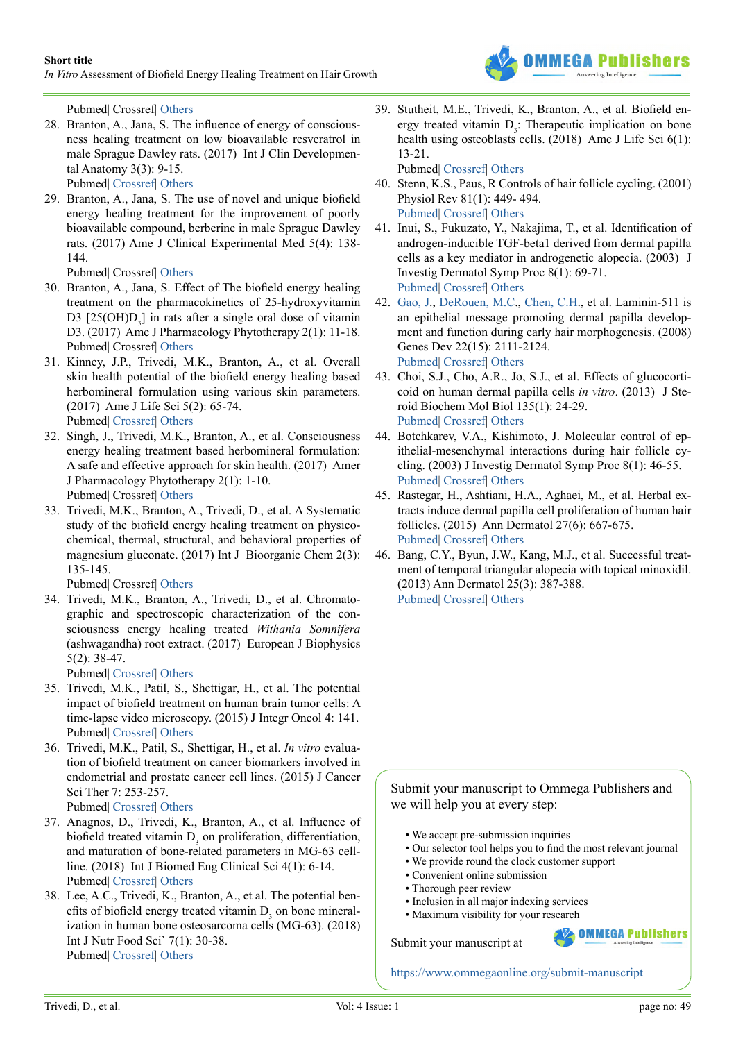Pubmed| Crossref| Others

28. Branton, A., Jana, S. The influence of energy of consciousness healing treatment on low bioavailable resveratrol in male Sprague Dawley rats. (2017) Int J Clin Developmental Anatomy 3(3): 9-15.
Pubmed| Crossref| Others
29. Branton, A., Jana, S. The use of novel and unique biofield energy healing treatment for the improvement of poorly bioavailable compound, berberine in male Sprague Dawley rats. (2017) Ame J Clinical Experimental Med 5(4): 138-144.
Pubmed| Crossref| Others
30. Branton, A., Jana, S. Effect of The biofield energy healing treatment on the pharmacokinetics of 25-hydroxyvitamin D3 [25(OH)$D_3$] in rats after a single oral dose of vitamin D3. (2017) Ame J Pharmacology Phytotherapy 2(1): 11-18.
Pubmed| Crossref| Others
31. Kinney, J.P., Trivedi, M.K., Branton, A., et al. Overall skin health potential of the biofield energy healing based herbomineral formulation using various skin parameters. (2017) Ame J Life Sci 5(2): 65-74.
Pubmed| Crossref| Others
32. Singh, J., Trivedi, M.K., Branton, A., et al. Consciousness energy healing treatment based herbomineral formulation: A safe and effective approach for skin health. (2017) Amer J Pharmacology Phytotherapy 2(1): 1-10.
Pubmed| Crossref| Others
33. Trivedi, M.K., Branton, A., Trivedi, D., et al. A Systematic study of the biofield energy healing treatment on physicochemical, thermal, structural, and behavioral properties of magnesium gluconate. (2017) Int J Bioorganic Chem 2(3): 135-145.
Pubmed| Crossref| Others
34. Trivedi, M.K., Branton, A., Trivedi, D., et al. Chromatographic and spectroscopic characterization of the consciousness energy healing treated *Withania Somnifera* (ashwagandha) root extract. (2017) European J Biophysics 5(2): 38-47.
Pubmed| Crossref| Others
35. Trivedi, M.K., Patil, S., Shettigar, H., et al. The potential impact of biofield treatment on human brain tumor cells: A time-lapse video microscopy. (2015) J Integr Oncol 4: 141.
Pubmed| Crossref| Others
36. Trivedi, M.K., Patil, S., Shettigar, H., et al. *In vitro* evaluation of biofield treatment on cancer biomarkers involved in endometrial and prostate cancer cell lines. (2015) J Cancer Sci Ther 7: 253-257.
Pubmed| Crossref| Others
37. Anagnos, D., Trivedi, K., Branton, A., et al. Influence of biofield treated vitamin $D_3$ on proliferation, differentiation, and maturation of bone-related parameters in MG-63 cell-line. (2018) Int J Biomed Eng Clinical Sci 4(1): 6-14.
Pubmed| Crossref| Others
38. Lee, A.C., Trivedi, K., Branton, A., et al. The potential benefits of biofield energy treated vitamin $D_3$ on bone mineralization in human bone osteosarcoma cells (MG-63). (2018) Int J Nutr Food Sci` 7(1): 30-38.
Pubmed| Crossref| Others
39. Stutheit, M.E., Trivedi, K., Branton, A., et al. Biofield energy treated vitamin $D_3$: Therapeutic implication on bone health using osteoblasts cells. (2018) Ame J Life Sci 6(1): 13-21.
Pubmed| Crossref| Others
40. Stenn, K.S., Paus, R Controls of hair follicle cycling. (2001) Physiol Rev 81(1): 449- 494.
Pubmed| Crossref| Others
41. Inui, S., Fukuzato, Y., Nakajima, T., et al. Identification of androgen-inducible TGF-beta1 derived from dermal papilla cells as a key mediator in androgenetic alopecia. (2003) J Investig Dermatol Symp Proc 8(1): 69-71.
Pubmed| Crossref| Others
42. Gao, J., DeRouen, M.C., Chen, C.H., et al. Laminin-511 is an epithelial message promoting dermal papilla development and function during early hair morphogenesis. (2008) Genes Dev 22(15): 2111-2124.
Pubmed| Crossref| Others
43. Choi, S.J., Cho, A.R., Jo, S.J., et al. Effects of glucocorticoid on human dermal papilla cells *in vitro*. (2013) J Steroid Biochem Mol Biol 135(1): 24-29.
Pubmed| Crossref| Others
44. Botchkarev, V.A., Kishimoto, J. Molecular control of epithelial-mesenchymal interactions during hair follicle cycling. (2003) J Investig Dermatol Symp Proc 8(1): 46-55.
Pubmed| Crossref| Others
45. Rastegar, H., Ashtiani, H.A., Aghaei, M., et al. Herbal extracts induce dermal papilla cell proliferation of human hair follicles. (2015) Ann Dermatol 27(6): 667-675.
Pubmed| Crossref| Others
46. Bang, C.Y., Byun, J.W., Kang, M.J., et al. Successful treatment of temporal triangular alopecia with topical minoxidil. (2013) Ann Dermatol 25(3): 387-388.
Pubmed| Crossref| Others

Submit your manuscript to Ommega Publishers and we will help you at every step:

- We accept pre-submission inquiries
- Our selector tool helps you to find the most relevant journal
- We provide round the clock customer support
- Convenient online submission
- Thorough peer review
- Inclusion in all major indexing services
- Maximum visibility for your research

Submit your manuscript at

https://www.ommegaonline.org/submit-manuscript